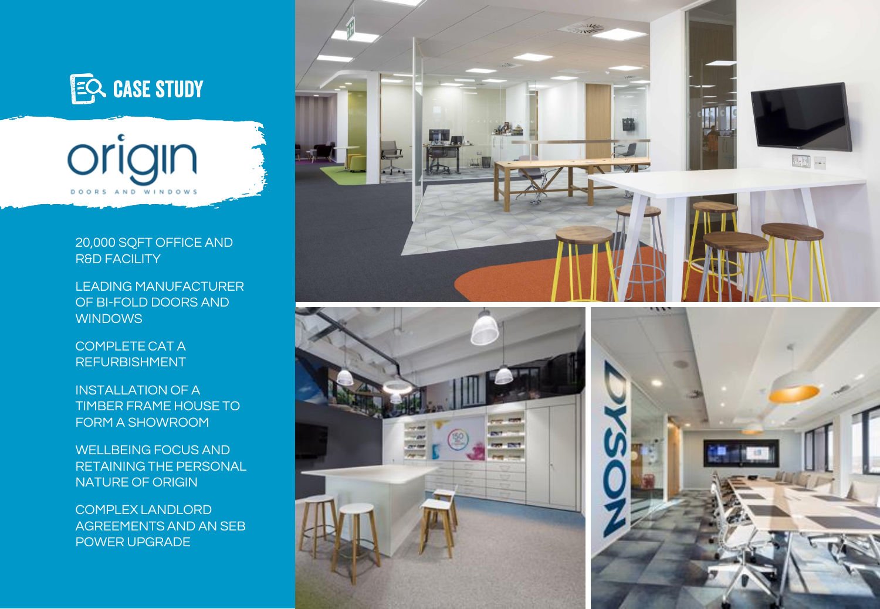# CASE STUDY

## origin

DOORS AND WINDOWS

- 20,000 SQFT OFFICE AND R&D FACILITY
- LEADING MANUFACTURER OF BI-FOLD DOORS AND WINDOWS
- COMPLETE CAT A REFURBISHMENT
- INSTALLATION OF A TIMBER FRAME HOUSE TO FORM A SHOWROOM
- WELLBEING FOCUS AND RETAINING THE PERSONAL NATURE OF ORIGIN
- COMPLEX LANDLORD AGREEMENTS AND AN SEB POWER UPGRADE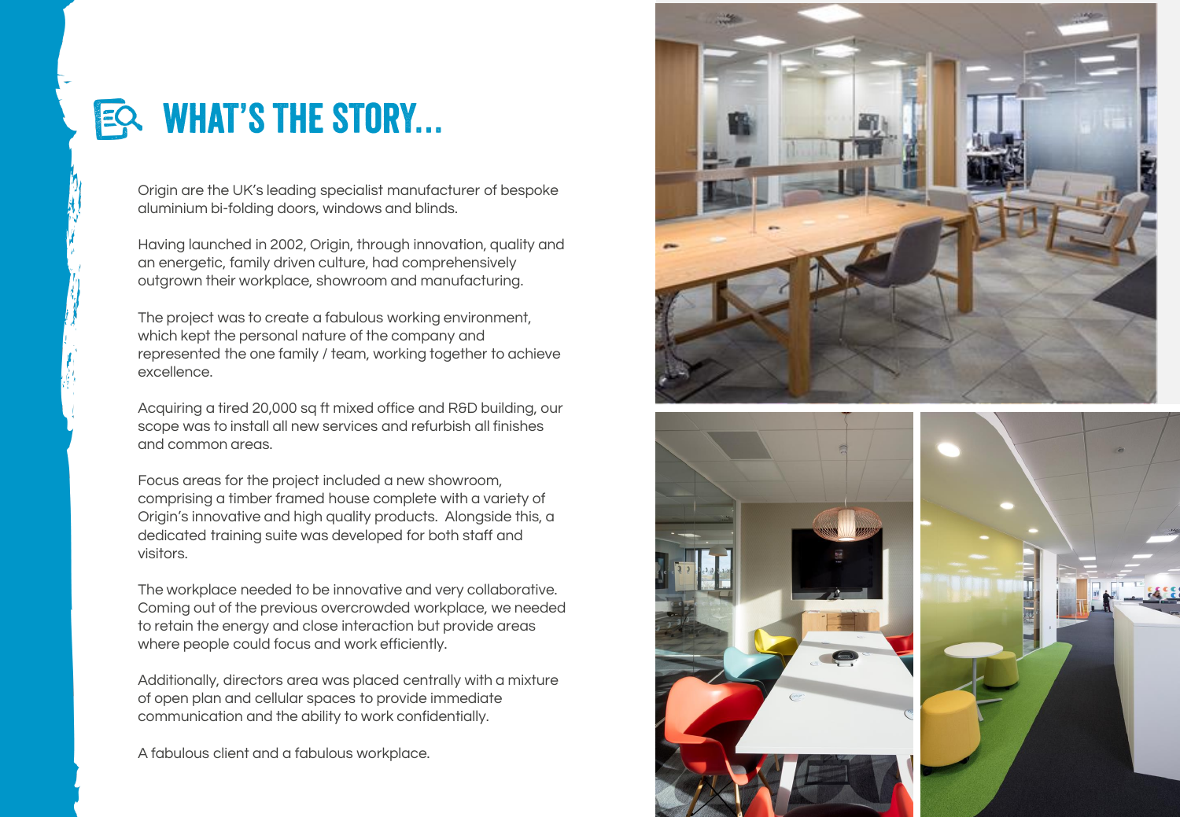# WHAT'S THE STORY...

Origin are the UK's leading specialist manufacturer of bespoke aluminium bi-folding doors, windows and blinds.

Having launched in 2002, Origin, through innovation, quality and an energetic, family driven culture, had comprehensively outgrown their workplace, showroom and manufacturing.

The project was to create a fabulous working environment, which kept the personal nature of the company and represented the one family / team, working together to achieve excellence.

Acquiring a tired 20,000 sq ft mixed office and R&D building, our scope was to install all new services and refurbish all finishes and common areas.

Focus areas for the project included a new showroom, comprising a timber framed house complete with a variety of Origin's innovative and high quality products. Alongside this, a dedicated training suite was developed for both staff and visitors.

The workplace needed to be innovative and very collaborative. Coming out of the previous overcrowded workplace, we needed to retain the energy and close interaction but provide areas where people could focus and work efficiently.

Additionally, directors area was placed centrally with a mixture of open plan and cellular spaces to provide immediate communication and the ability to work confidentially.

A fabulous client and a fabulous workplace.